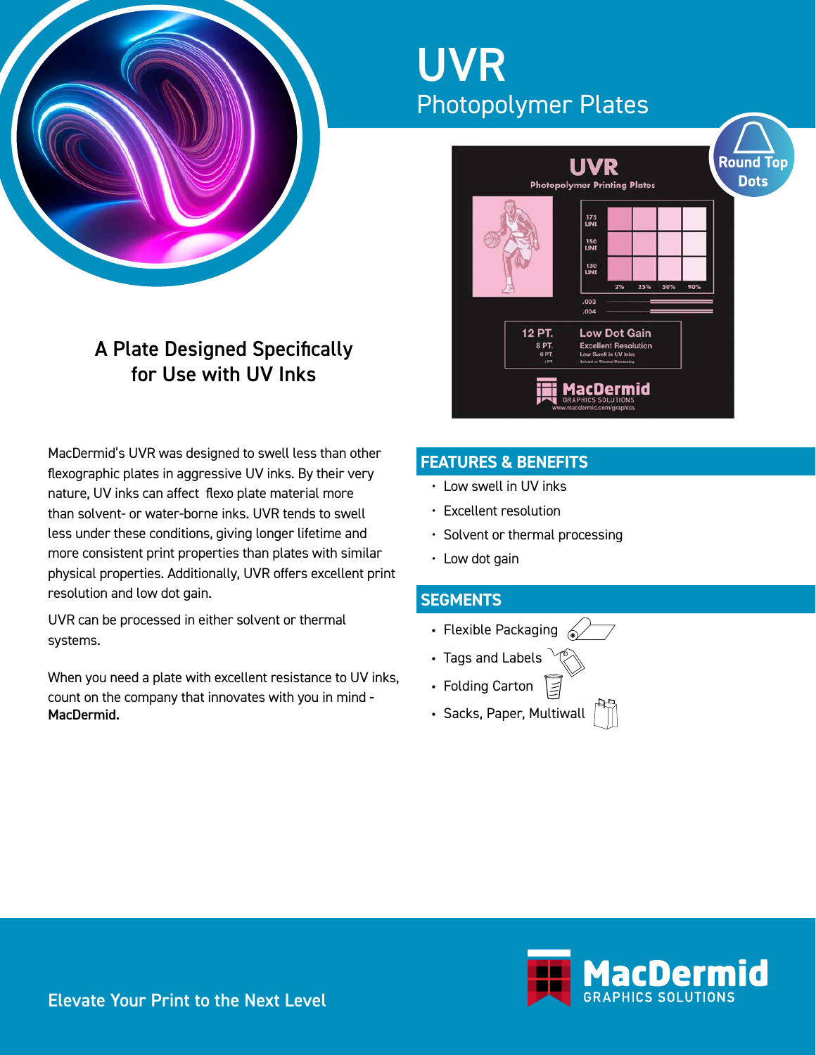# UVR

## Photopolymer Plates

### A Plate Designed Specifically for Use with UV Inks

MacDermid's UVR was designed to swell less than other flexographic plates in aggressive UV inks. By their very nature, UV inks can affect flexo plate material more than solvent- or water-borne inks. UVR tends to swell less under these conditions, giving longer lifetime and more consistent print properties than plates with similar physical properties. Additionally, UVR offers excellent print resolution and low dot gain.

UVR can be processed in either solvent or thermal systems.

When you need a plate with excellent resistance to UV inks, count on the company that innovates with you in mind - **MacDermid.**

## FEATURES & BENEFITS

- Low swell in UV inks
- Excellent resolution
- Solvent or thermal processing
- Low dot gain

## SEGMENTS

- Flexible Packaging
- Tags and Labels
- Folding Carton
- Sacks, Paper, Multiwall

Elevate Your Print to the Next Level

MacDermid GRAPHICS SOLUTIONS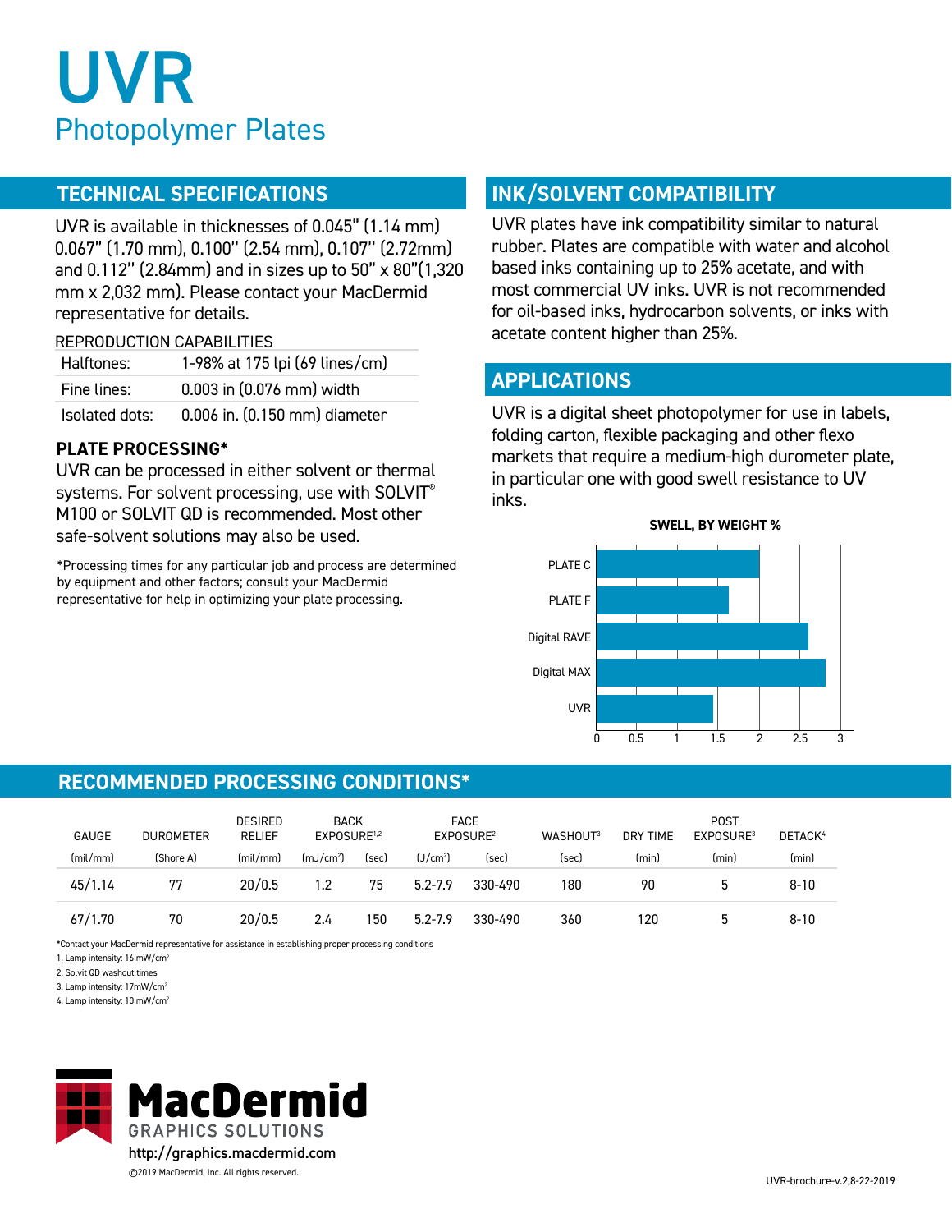# UVR

## Photopolymer Plates

## TECHNICAL SPECIFICATIONS

UVR is available in thicknesses of 0.045" (1.14 mm) 0.067" (1.70 mm), 0.100'' (2.54 mm), 0.107'' (2.72mm) and 0.112'' (2.84mm) and in sizes up to 50" x 80"(1,320 mm x 2,032 mm). Please contact your MacDermid representative for details.

REPRODUCTION CAPABILITIES

| | |
|---|---|
| Halftones: | 1-98% at 175 lpi (69 lines/cm) |
| Fine lines: | 0.003 in (0.076 mm) width |
| Isolated dots: | 0.006 in. (0.150 mm) diameter |

### PLATE PROCESSING*

UVR can be processed in either solvent or thermal systems. For solvent processing, use with SOLVIT® M100 or SOLVIT QD is recommended. Most other safe-solvent solutions may also be used.

*Processing times for any particular job and process are determined by equipment and other factors; consult your MacDermid representative for help in optimizing your plate processing.

## INK/SOLVENT COMPATIBILITY

UVR plates have ink compatibility similar to natural rubber. Plates are compatible with water and alcohol based inks containing up to 25% acetate, and with most commercial UV inks. UVR is not recommended for oil-based inks, hydrocarbon solvents, or inks with acetate content higher than 25%.

## APPLICATIONS

UVR is a digital sheet photopolymer for use in labels, folding carton, flexible packaging and other flexo markets that require a medium-high durometer plate, in particular one with good swell resistance to UV inks.

SWELL, BY WEIGHT %

PLATE C

PLATE F

Digital RAVE

Digital MAX

UVR

0 0.5 1 1.5 2 2.5 3

## RECOMMENDED PROCESSING CONDITIONS*

| GAUGE | DUROMETER | DESIRED RELIEF | BACK EXPOSURE[1,2] | | FACE EXPOSURE[2] | | WASHOUT[3] | DRY TIME | POST EXPOSURE[3] | DETACK[4] |
|---|---|---|---|---|---|---|---|---|---|---|
| (mil/mm) | (Shore A) | (mil/mm) | (mJ/cm²) | (sec) | (J/cm²) | (sec) | (sec) | (min) | (min) | (min) |
| 45/1.14 | 77 | 20/0.5 | 1.2 | 75 | 5.2-7.9 | 330-490 | 180 | 90 | 5 | 8-10 |
| 67/1.70 | 70 | 20/0.5 | 2.4 | 150 | 5.2-7.9 | 330-490 | 360 | 120 | 5 | 8-10 |

*Contact your MacDermid representative for assistance in establishing proper processing conditions

1. Lamp intensity: 16 mW/cm²
2. Solvit QD washout times
3. Lamp intensity: 17mW/cm²
4. Lamp intensity: 10 mW/cm²

MacDermid
GRAPHICS SOLUTIONS
http://graphics.macdermid.com
©2019 MacDermid, Inc. All rights reserved.

UVR-brochure-v.2,8-22-2019